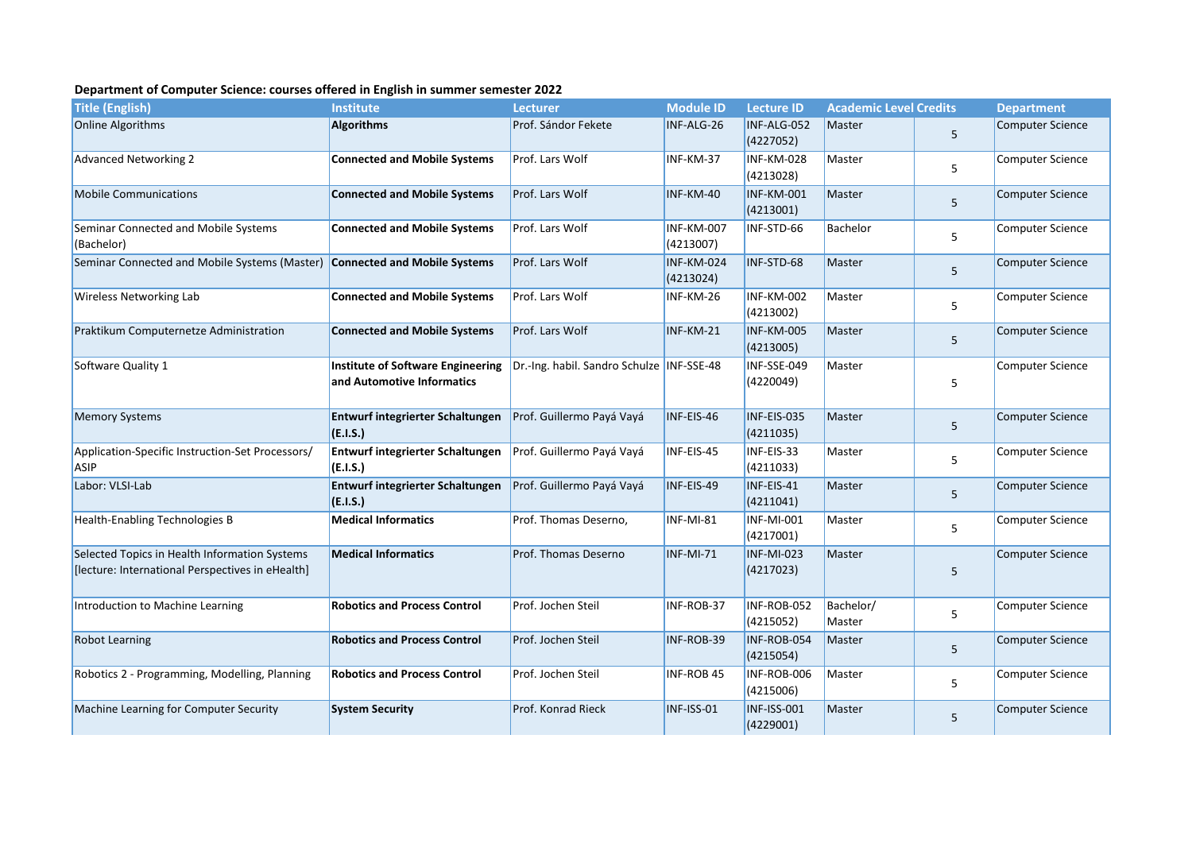**Department of Computer Science: courses offered in English in summer semester 2022**

| Title (English) | Institute | Lecturer | Module ID | Lecture ID | Academic Level | Credits | Department |
|---|---|---|---|---|---|---|---|
| Online Algorithms | **Algorithms** | Prof. Sándor Fekete | INF-ALG-26 | INF-ALG-052 (4227052) | Master | 5 | Computer Science |
| Advanced Networking 2 | **Connected and Mobile Systems** | Prof. Lars Wolf | INF-KM-37 | INF-KM-028 (4213028) | Master | 5 | Computer Science |
| Mobile Communications | **Connected and Mobile Systems** | Prof. Lars Wolf | INF-KM-40 | INF-KM-001 (4213001) | Master | 5 | Computer Science |
| Seminar Connected and Mobile Systems (Bachelor) | **Connected and Mobile Systems** | Prof. Lars Wolf | INF-KM-007 (4213007) | INF-STD-66 | Bachelor | 5 | Computer Science |
| Seminar Connected and Mobile Systems (Master) | **Connected and Mobile Systems** | Prof. Lars Wolf | INF-KM-024 (4213024) | INF-STD-68 | Master | 5 | Computer Science |
| Wireless Networking Lab | **Connected and Mobile Systems** | Prof. Lars Wolf | INF-KM-26 | INF-KM-002 (4213002) | Master | 5 | Computer Science |
| Praktikum Computernetze Administration | **Connected and Mobile Systems** | Prof. Lars Wolf | INF-KM-21 | INF-KM-005 (4213005) | Master | 5 | Computer Science |
| Software Quality 1 | **Institute of Software Engineering and Automotive Informatics** | Dr.-Ing. habil. Sandro Schulze | INF-SSE-48 | INF-SSE-049 (4220049) | Master | 5 | Computer Science |
| Memory Systems | **Entwurf integrierter Schaltungen (E.I.S.)** | Prof. Guillermo Payá Vayá | INF-EIS-46 | INF-EIS-035 (4211035) | Master | 5 | Computer Science |
| Application-Specific Instruction-Set Processors/ ASIP | **Entwurf integrierter Schaltungen (E.I.S.)** | Prof. Guillermo Payá Vayá | INF-EIS-45 | INF-EIS-33 (4211033) | Master | 5 | Computer Science |
| Labor: VLSI-Lab | **Entwurf integrierter Schaltungen (E.I.S.)** | Prof. Guillermo Payá Vayá | INF-EIS-49 | INF-EIS-41 (4211041) | Master | 5 | Computer Science |
| Health-Enabling Technologies B | **Medical Informatics** | Prof. Thomas Deserno, | INF-MI-81 | INF-MI-001 (4217001) | Master | 5 | Computer Science |
| Selected Topics in Health Information Systems [lecture: International Perspectives in eHealth] | **Medical Informatics** | Prof. Thomas Deserno | INF-MI-71 | INF-MI-023 (4217023) | Master | 5 | Computer Science |
| Introduction to Machine Learning | **Robotics and Process Control** | Prof. Jochen Steil | INF-ROB-37 | INF-ROB-052 (4215052) | Bachelor/ Master | 5 | Computer Science |
| Robot Learning | **Robotics and Process Control** | Prof. Jochen Steil | INF-ROB-39 | INF-ROB-054 (4215054) | Master | 5 | Computer Science |
| Robotics 2 - Programming, Modelling, Planning | **Robotics and Process Control** | Prof. Jochen Steil | INF-ROB 45 | INF-ROB-006 (4215006) | Master | 5 | Computer Science |
| Machine Learning for Computer Security | **System Security** | Prof. Konrad Rieck | INF-ISS-01 | INF-ISS-001 (4229001) | Master | 5 | Computer Science |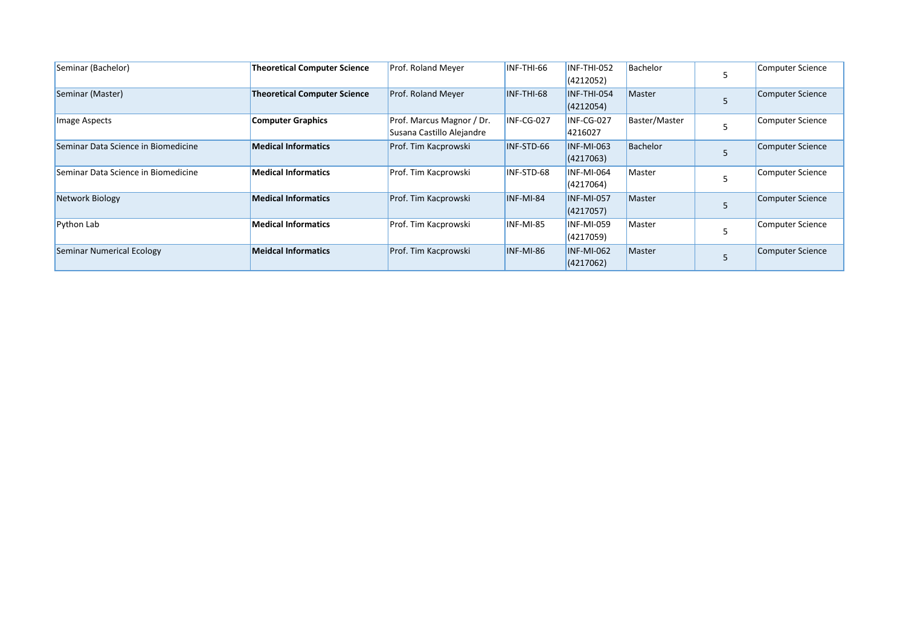| | | | | | | | |
|---|---|---|---|---|---|---|---|
| Seminar (Bachelor) | **Theoretical Computer Science** | Prof. Roland Meyer | INF-THI-66 | INF-THI-052 (4212052) | Bachelor | 5 | Computer Science |
| Seminar (Master) | **Theoretical Computer Science** | Prof. Roland Meyer | INF-THI-68 | INF-THI-054 (4212054) | Master | 5 | Computer Science |
| Image Aspects | **Computer Graphics** | Prof. Marcus Magnor / Dr. Susana Castillo Alejandre | INF-CG-027 | INF-CG-027 4216027 | Baster/Master | 5 | Computer Science |
| Seminar Data Science in Biomedicine | **Medical Informatics** | Prof. Tim Kacprowski | INF-STD-66 | INF-MI-063 (4217063) | Bachelor | 5 | Computer Science |
| Seminar Data Science in Biomedicine | **Medical Informatics** | Prof. Tim Kacprowski | INF-STD-68 | INF-MI-064 (4217064) | Master | 5 | Computer Science |
| Network Biology | **Medical Informatics** | Prof. Tim Kacprowski | INF-MI-84 | INF-MI-057 (4217057) | Master | 5 | Computer Science |
| Python Lab | **Medical Informatics** | Prof. Tim Kacprowski | INF-MI-85 | INF-MI-059 (4217059) | Master | 5 | Computer Science |
| Seminar Numerical Ecology | **Meidcal Informatics** | Prof. Tim Kacprowski | INF-MI-86 | INF-MI-062 (4217062) | Master | 5 | Computer Science |